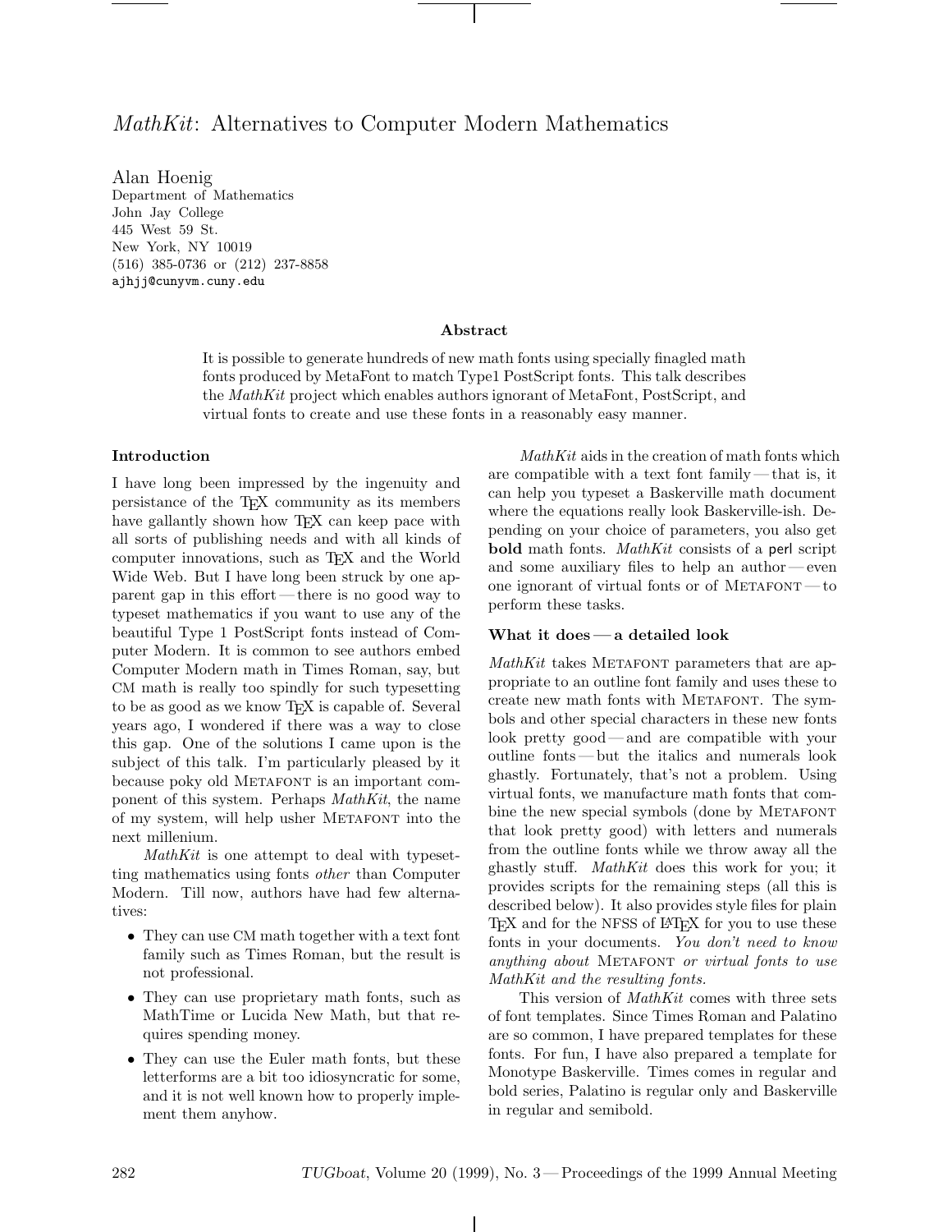# *MathKit*: Alternatives to Computer Modern Mathematics

Alan Hoenig
Department of Mathematics
John Jay College
445 West 59 St.
New York, NY 10019
(516) 385-0736 or (212) 237-8858
ajhjj@cunyvm.cuny.edu

### Abstract

It is possible to generate hundreds of new math fonts using specially finagled math fonts produced by MetaFont to match Type1 PostScript fonts. This talk describes the *MathKit* project which enables authors ignorant of MetaFont, PostScript, and virtual fonts to create and use these fonts in a reasonably easy manner.

### Introduction

I have long been impressed by the ingenuity and persistance of the TeX community as its members have gallantly shown how TeX can keep pace with all sorts of publishing needs and with all kinds of computer innovations, such as TeX and the World Wide Web. But I have long been struck by one apparent gap in this effort — there is no good way to typeset mathematics if you want to use any of the beautiful Type 1 PostScript fonts instead of Computer Modern. It is common to see authors embed Computer Modern math in Times Roman, say, but CM math is really too spindly for such typesetting to be as good as we know TeX is capable of. Several years ago, I wondered if there was a way to close this gap. One of the solutions I came upon is the subject of this talk. I'm particularly pleased by it because poky old METAFONT is an important component of this system. Perhaps *MathKit*, the name of my system, will help usher METAFONT into the next millenium.

*MathKit* is one attempt to deal with typesetting mathematics using fonts *other* than Computer Modern. Till now, authors have had few alternatives:

- They can use CM math together with a text font family such as Times Roman, but the result is not professional.
- They can use proprietary math fonts, such as MathTime or Lucida New Math, but that requires spending money.
- They can use the Euler math fonts, but these letterforms are a bit too idiosyncratic for some, and it is not well known how to properly implement them anyhow.

*MathKit* aids in the creation of math fonts which are compatible with a text font family — that is, it can help you typeset a Baskerville math document where the equations really look Baskerville-ish. Depending on your choice of parameters, you also get **bold** math fonts. *MathKit* consists of a perl script and some auxiliary files to help an author — even one ignorant of virtual fonts or of METAFONT — to perform these tasks.

### What it does — a detailed look

*MathKit* takes METAFONT parameters that are appropriate to an outline font family and uses these to create new math fonts with METAFONT. The symbols and other special characters in these new fonts look pretty good — and are compatible with your outline fonts — but the italics and numerals look ghastly. Fortunately, that's not a problem. Using virtual fonts, we manufacture math fonts that combine the new special symbols (done by METAFONT that look pretty good) with letters and numerals from the outline fonts while we throw away all the ghastly stuff. *MathKit* does this work for you; it provides scripts for the remaining steps (all this is described below). It also provides style files for plain TeX and for the NFSS of LaTeX for you to use these fonts in your documents. *You don't need to know anything about* METAFONT *or virtual fonts to use MathKit and the resulting fonts.*

This version of *MathKit* comes with three sets of font templates. Since Times Roman and Palatino are so common, I have prepared templates for these fonts. For fun, I have also prepared a template for Monotype Baskerville. Times comes in regular and bold series, Palatino is regular only and Baskerville in regular and semibold.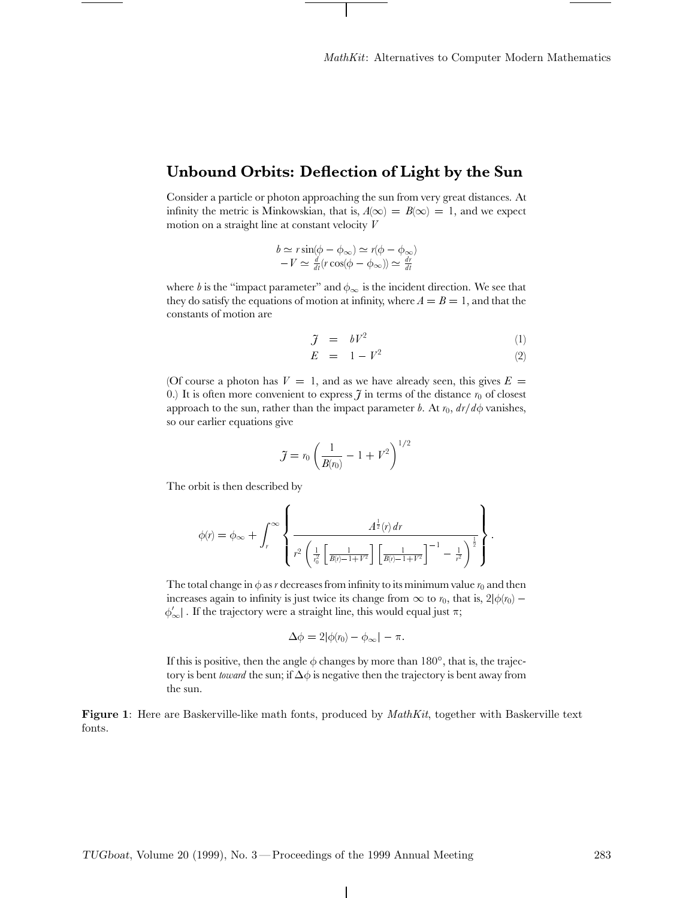## Unbound Orbits: Deflection of Light by the Sun

Consider a particle or photon approaching the sun from very great distances. At infinity the metric is Minkowskian, that is, $A(\infty) = B(\infty) = 1$, and we expect motion on a straight line at constant velocity $V$

$$
\begin{gathered}
b \simeq r\sin(\phi - \phi_\infty) \simeq r(\phi - \phi_\infty) \\
-V \simeq \tfrac{d}{dt}(r\cos(\phi - \phi_\infty)) \simeq \tfrac{dr}{dt}
\end{gathered}
$$

where $b$ is the "impact parameter" and $\phi_\infty$ is the incident direction. We see that they do satisfy the equations of motion at infinity, where $A = B = 1$, and that the constants of motion are

$$
\begin{aligned}
\mathcal{J} &= bV^2 && (1)\\
E &= 1 - V^2 && (2)
\end{aligned}
$$

(Of course a photon has $V = 1$, and as we have already seen, this gives $E = 0$.) It is often more convenient to express $\mathcal{J}$ in terms of the distance $r_0$ of closest approach to the sun, rather than the impact parameter $b$. At $r_0$, $dr/d\phi$ vanishes, so our earlier equations give

$$
\mathcal{J} = r_0 \left( \frac{1}{B(r_0)} - 1 + V^2 \right)^{1/2}
$$

The orbit is then described by

$$
\phi(r) = \phi_\infty + \int_r^\infty \left\{ \frac{A^{\frac{1}{2}}(r)\,dr}{r^2 \left( \frac{1}{r_0^2} \left[ \frac{1}{B(r) - 1 + V^2} \right] \left[ \frac{1}{B(r) - 1 + V^2} \right]^{-1} - \frac{1}{r^2} \right)^{\frac{1}{2}}} \right\}.
$$

The total change in $\phi$ as $r$ decreases from infinity to its minimum value $r_0$ and then increases again to infinity is just twice its change from $\infty$ to $r_0$, that is, $2|\phi(r_0) - \phi'_\infty|$. If the trajectory were a straight line, this would equal just $\pi$;

$$
\Delta\phi = 2|\phi(r_0) - \phi_\infty| - \pi.
$$

If this is positive, then the angle $\phi$ changes by more than $180^\circ$, that is, the trajectory is bent *toward* the sun; if $\Delta\phi$ is negative then the trajectory is bent away from the sun.

**Figure 1**: Here are Baskerville-like math fonts, produced by *MathKit*, together with Baskerville text fonts.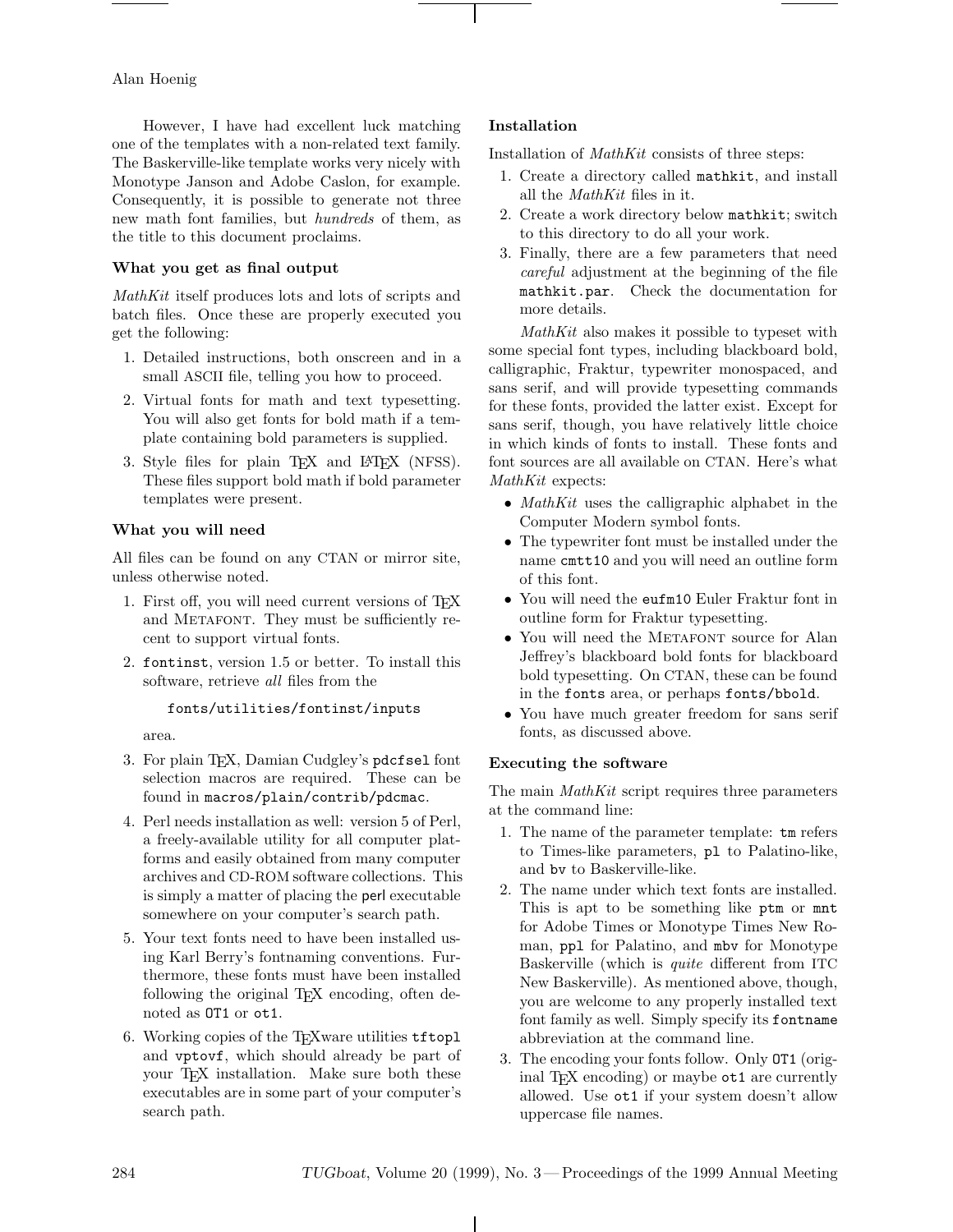However, I have had excellent luck matching one of the templates with a non-related text family. The Baskerville-like template works very nicely with Monotype Janson and Adobe Caslon, for example. Consequently, it is possible to generate not three new math font families, but *hundreds* of them, as the title to this document proclaims.

### What you get as final output

*MathKit* itself produces lots and lots of scripts and batch files. Once these are properly executed you get the following:

1. Detailed instructions, both onscreen and in a small ASCII file, telling you how to proceed.
2. Virtual fonts for math and text typesetting. You will also get fonts for bold math if a template containing bold parameters is supplied.
3. Style files for plain TeX and LaTeX (NFSS). These files support bold math if bold parameter templates were present.

### What you will need

All files can be found on any CTAN or mirror site, unless otherwise noted.

1. First off, you will need current versions of TeX and METAFONT. They must be sufficiently recent to support virtual fonts.
2. `fontinst`, version 1.5 or better. To install this software, retrieve *all* files from the

   `fonts/utilities/fontinst/inputs`

   area.
3. For plain TeX, Damian Cudgley's `pdcfsel` font selection macros are required. These can be found in `macros/plain/contrib/pdcmac`.
4. Perl needs installation as well: version 5 of Perl, a freely-available utility for all computer platforms and easily obtained from many computer archives and CD-ROM software collections. This is simply a matter of placing the `perl` executable somewhere on your computer's search path.
5. Your text fonts need to have been installed using Karl Berry's fontnaming conventions. Furthermore, these fonts must have been installed following the original TeX encoding, often denoted as `OT1` or `ot1`.
6. Working copies of the TeXware utilities `tftopl` and `vptovf`, which should already be part of your TeX installation. Make sure both these executables are in some part of your computer's search path.

### Installation

Installation of *MathKit* consists of three steps:

1. Create a directory called `mathkit`, and install all the *MathKit* files in it.
2. Create a work directory below `mathkit`; switch to this directory to do all your work.
3. Finally, there are a few parameters that need *careful* adjustment at the beginning of the file `mathkit.par`. Check the documentation for more details.

*MathKit* also makes it possible to typeset with some special font types, including blackboard bold, calligraphic, Fraktur, typewriter monospaced, and sans serif, and will provide typesetting commands for these fonts, provided the latter exist. Except for sans serif, though, you have relatively little choice in which kinds of fonts to install. These fonts and font sources are all available on CTAN. Here's what *MathKit* expects:

- *MathKit* uses the calligraphic alphabet in the Computer Modern symbol fonts.
- The typewriter font must be installed under the name `cmtt10` and you will need an outline form of this font.
- You will need the `eufm10` Euler Fraktur font in outline form for Fraktur typesetting.
- You will need the METAFONT source for Alan Jeffrey's blackboard bold fonts for blackboard bold typesetting. On CTAN, these can be found in the `fonts` area, or perhaps `fonts/bbold`.
- You have much greater freedom for sans serif fonts, as discussed above.

### Executing the software

The main *MathKit* script requires three parameters at the command line:

1. The name of the parameter template: `tm` refers to Times-like parameters, `pl` to Palatino-like, and `bv` to Baskerville-like.
2. The name under which text fonts are installed. This is apt to be something like `ptm` or `mnt` for Adobe Times or Monotype Times New Roman, `ppl` for Palatino, and `mbv` for Monotype Baskerville (which is *quite* different from ITC New Baskerville). As mentioned above, though, you are welcome to any properly installed text font family as well. Simply specify its `fontname` abbreviation at the command line.
3. The encoding your fonts follow. Only `OT1` (original TeX encoding) or maybe `ot1` are currently allowed. Use `ot1` if your system doesn't allow uppercase file names.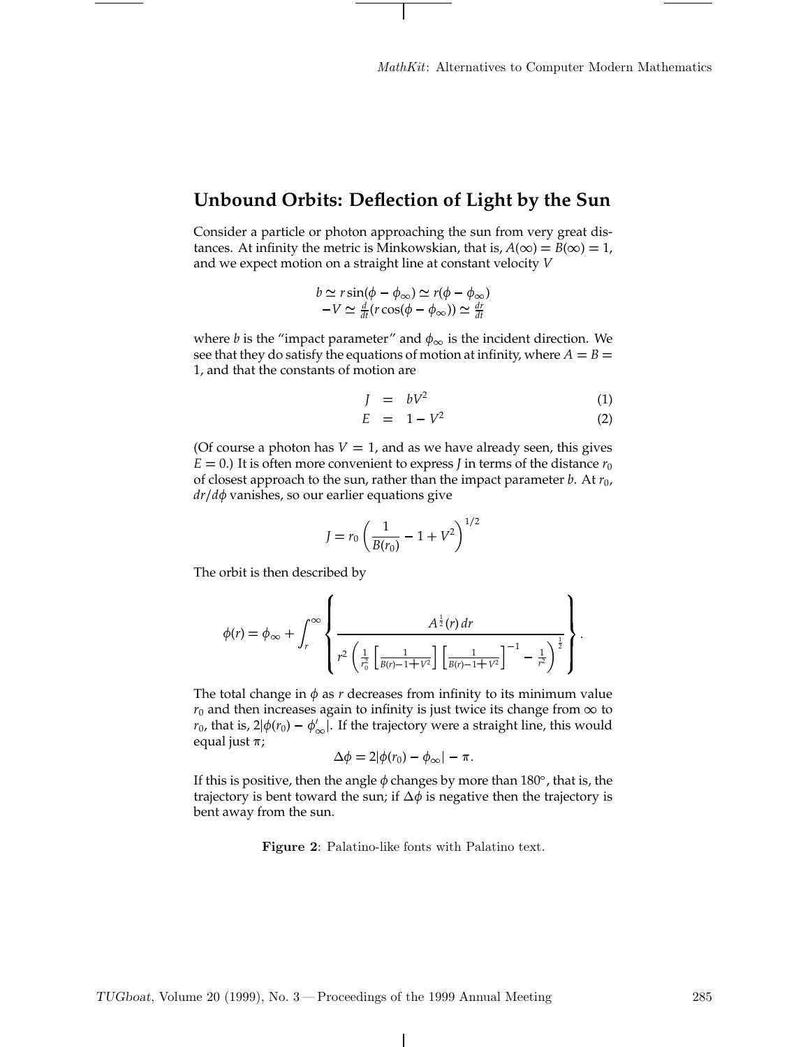## Unbound Orbits: Deflection of Light by the Sun

Consider a particle or photon approaching the sun from very great distances. At infinity the metric is Minkowskian, that is, $A(\infty) = B(\infty) = 1$, and we expect motion on a straight line at constant velocity $V$

$$\begin{gathered} b \simeq r \sin(\phi - \phi_\infty) \simeq r(\phi - \phi_\infty) \\ -V \simeq \tfrac{d}{dt}(r \cos(\phi - \phi_\infty)) \simeq \tfrac{dr}{dt} \end{gathered}$$

where $b$ is the "impact parameter" and $\phi_\infty$ is the incident direction. We see that they do satisfy the equations of motion at infinity, where $A = B = 1$, and that the constants of motion are

$$\begin{aligned} J &= bV^2 && (1) \\ E &= 1 - V^2 && (2) \end{aligned}$$

(Of course a photon has $V = 1$, and as we have already seen, this gives $E = 0$.) It is often more convenient to express $J$ in terms of the distance $r_0$ of closest approach to the sun, rather than the impact parameter $b$. At $r_0$, $dr/d\phi$ vanishes, so our earlier equations give

$$J = r_0 \left( \frac{1}{B(r_0)} - 1 + V^2 \right)^{1/2}$$

The orbit is then described by

$$\phi(r) = \phi_\infty + \int_r^\infty \left\{ \frac{A^{\frac{1}{2}}(r)\, dr}{r^2 \left( \frac{1}{r_0^2} \left[ \frac{1}{B(r) - 1 + V^2} \right] \left[ \frac{1}{B(r) - 1 + V^2} \right]^{-1} - \frac{1}{r^2} \right)^{\frac{1}{2}}} \right\}.$$

The total change in $\phi$ as $r$ decreases from infinity to its minimum value $r_0$ and then increases again to infinity is just twice its change from $\infty$ to $r_0$, that is, $2|\phi(r_0) - \phi'_\infty|$. If the trajectory were a straight line, this would equal just $\pi$;

$$\Delta\phi = 2|\phi(r_0) - \phi_\infty| - \pi.$$

If this is positive, then the angle $\phi$ changes by more than $180°$, that is, the trajectory is bent toward the sun; if $\Delta\phi$ is negative then the trajectory is bent away from the sun.

**Figure 2**: Palatino-like fonts with Palatino text.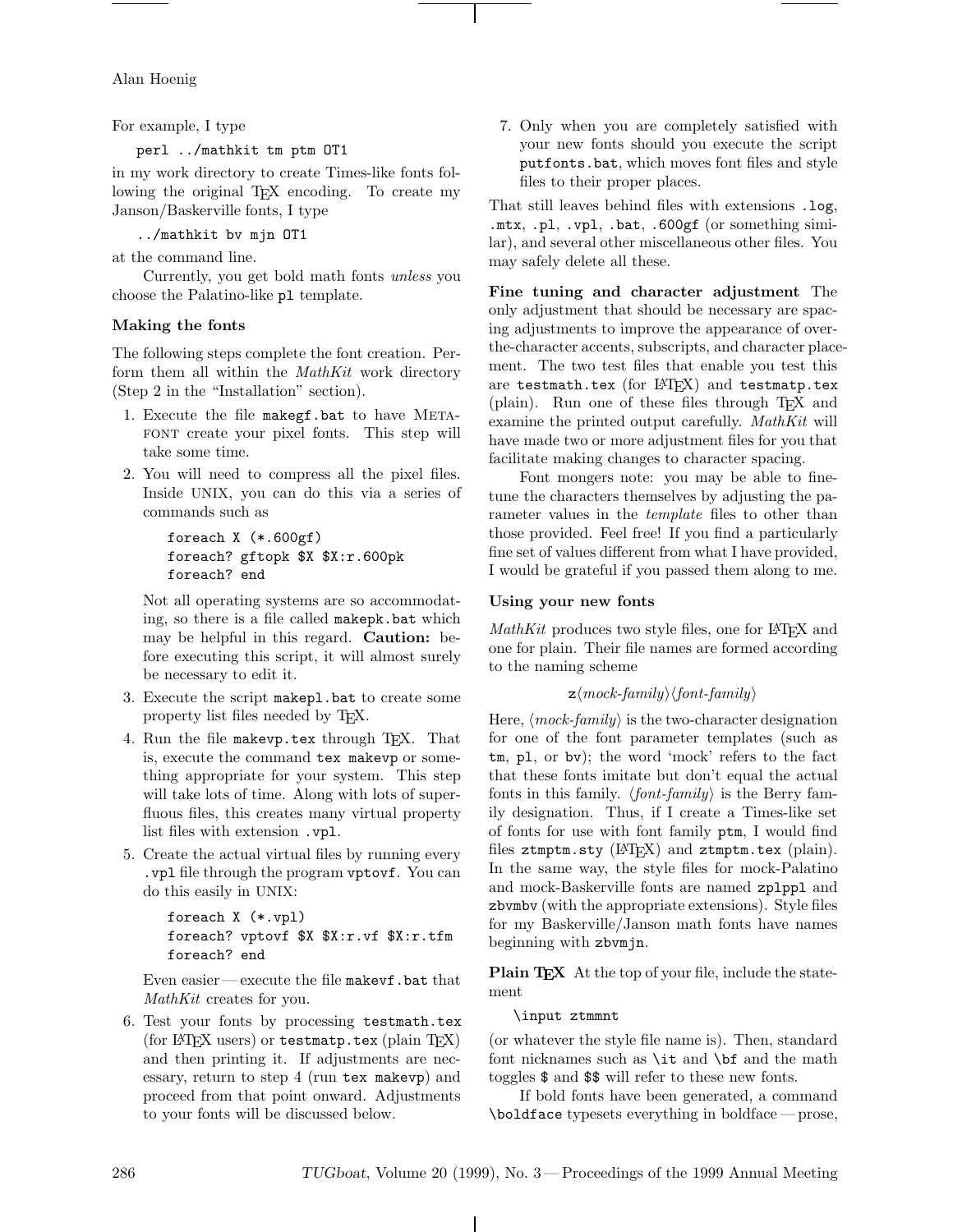For example, I type

```
perl ../mathkit tm ptm OT1
```

in my work directory to create Times-like fonts following the original TEX encoding. To create my Janson/Baskerville fonts, I type

```
../mathkit bv mjn OT1
```

at the command line.

Currently, you get bold math fonts *unless* you choose the Palatino-like `pl` template.

### Making the fonts

The following steps complete the font creation. Perform them all within the *MathKit* work directory (Step 2 in the "Installation" section).

1. Execute the file `makegf.bat` to have METAFONT create your pixel fonts. This step will take some time.
2. You will need to compress all the pixel files. Inside UNIX, you can do this via a series of commands such as

   ```
   foreach X (*.600gf)
   foreach? gftopk $X $X:r.600pk
   foreach? end
   ```

   Not all operating systems are so accommodating, so there is a file called `makepk.bat` which may be helpful in this regard. **Caution:** before executing this script, it will almost surely be necessary to edit it.
3. Execute the script `makepl.bat` to create some property list files needed by TEX.
4. Run the file `makevp.tex` through TEX. That is, execute the command `tex makevp` or something appropriate for your system. This step will take lots of time. Along with lots of superfluous files, this creates many virtual property list files with extension `.vpl`.
5. Create the actual virtual files by running every `.vpl` file through the program `vptovf`. You can do this easily in UNIX:

   ```
   foreach X (*.vpl)
   foreach? vptovf $X $X:r.vf $X:r.tfm
   foreach? end
   ```

   Even easier — execute the file `makevf.bat` that *MathKit* creates for you.
6. Test your fonts by processing `testmath.tex` (for LATEX users) or `testmatp.tex` (plain TEX) and then printing it. If adjustments are necessary, return to step 4 (run `tex makevp`) and proceed from that point onward. Adjustments to your fonts will be discussed below.
7. Only when you are completely satisfied with your new fonts should you execute the script `putfonts.bat`, which moves font files and style files to their proper places.

That still leaves behind files with extensions `.log`, `.mtx`, `.pl`, `.vpl`, `.bat`, `.600gf` (or something similar), and several other miscellaneous other files. You may safely delete all these.

**Fine tuning and character adjustment** The only adjustment that should be necessary are spacing adjustments to improve the appearance of over-the-character accents, subscripts, and character placement. The two test files that enable you test this are `testmath.tex` (for LATEX) and `testmatp.tex` (plain). Run one of these files through TEX and examine the printed output carefully. *MathKit* will have made two or more adjustment files for you that facilitate making changes to character spacing.

Font mongers note: you may be able to fine-tune the characters themselves by adjusting the parameter values in the *template* files to other than those provided. Feel free! If you find a particularly fine set of values different from what I have provided, I would be grateful if you passed them along to me.

### Using your new fonts

*MathKit* produces two style files, one for LATEX and one for plain. Their file names are formed according to the naming scheme

`z`⟨*mock-family*⟩⟨*font-family*⟩

Here, ⟨*mock-family*⟩ is the two-character designation for one of the font parameter templates (such as `tm`, `pl`, or `bv`); the word 'mock' refers to the fact that these fonts imitate but don't equal the actual fonts in this family. ⟨*font-family*⟩ is the Berry family designation. Thus, if I create a Times-like set of fonts for use with font family `ptm`, I would find files `ztmptm.sty` (LATEX) and `ztmptm.tex` (plain). In the same way, the style files for mock-Palatino and mock-Baskerville fonts are named `zplppl` and `zbvmbv` (with the appropriate extensions). Style files for my Baskerville/Janson math fonts have names beginning with `zbvmjn`.

**Plain TEX** At the top of your file, include the statement

```
\input ztmmnt
```

(or whatever the style file name is). Then, standard font nicknames such as `\it` and `\bf` and the math toggles `$` and `$$` will refer to these new fonts.

If bold fonts have been generated, a command `\boldface` typesets everything in boldface — prose,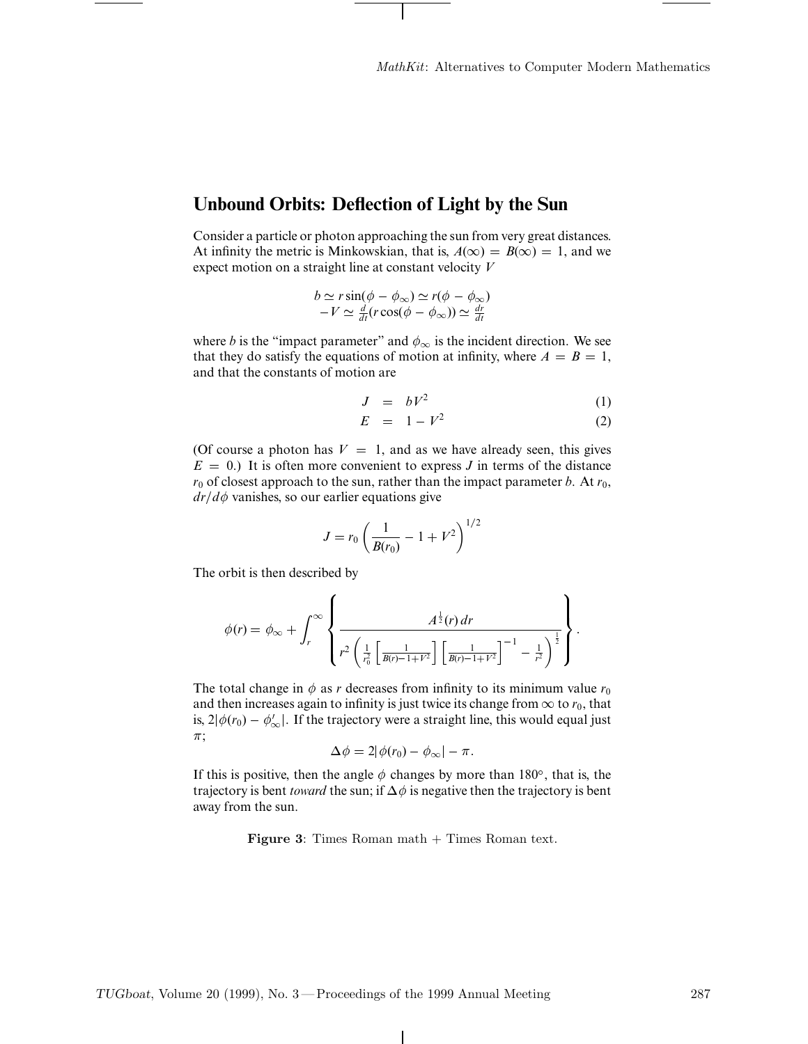## Unbound Orbits: Deflection of Light by the Sun

Consider a particle or photon approaching the sun from very great distances. At infinity the metric is Minkowskian, that is, $A(\infty) = B(\infty) = 1$, and we expect motion on a straight line at constant velocity $V$

$$
\begin{array}{c}
b \simeq r\sin(\phi - \phi_\infty) \simeq r(\phi - \phi_\infty) \\
-V \simeq \frac{d}{dt}(r\cos(\phi - \phi_\infty)) \simeq \frac{dr}{dt}
\end{array}
$$

where $b$ is the "impact parameter" and $\phi_\infty$ is the incident direction. We see that they do satisfy the equations of motion at infinity, where $A = B = 1$, and that the constants of motion are

$$
J = bV^2 \tag{1}
$$

$$
E = 1 - V^2 \tag{2}
$$

(Of course a photon has $V = 1$, and as we have already seen, this gives $E = 0$.) It is often more convenient to express $J$ in terms of the distance $r_0$ of closest approach to the sun, rather than the impact parameter $b$. At $r_0$, $dr/d\phi$ vanishes, so our earlier equations give

$$
J = r_0 \left( \frac{1}{B(r_0)} - 1 + V^2 \right)^{1/2}
$$

The orbit is then described by

$$
\phi(r) = \phi_\infty + \int_r^\infty \left\{ \frac{A^{\frac{1}{2}}(r)\,dr}{r^2 \left( \frac{1}{r_0^2} \left[ \frac{1}{B(r) - 1 + V^2} \right] \left[ \frac{1}{B(r) - 1 + V^2} \right]^{-1} - \frac{1}{r^2} \right)^{\frac{1}{2}}} \right\}.
$$

The total change in $\phi$ as $r$ decreases from infinity to its minimum value $r_0$ and then increases again to infinity is just twice its change from $\infty$ to $r_0$, that is, $2|\phi(r_0) - \phi'_\infty|$. If the trajectory were a straight line, this would equal just $\pi$;

$$
\Delta\phi = 2|\phi(r_0) - \phi_\infty| - \pi.
$$

If this is positive, then the angle $\phi$ changes by more than 180°, that is, the trajectory is bent *toward* the sun; if $\Delta\phi$ is negative then the trajectory is bent away from the sun.

**Figure 3**: Times Roman math + Times Roman text.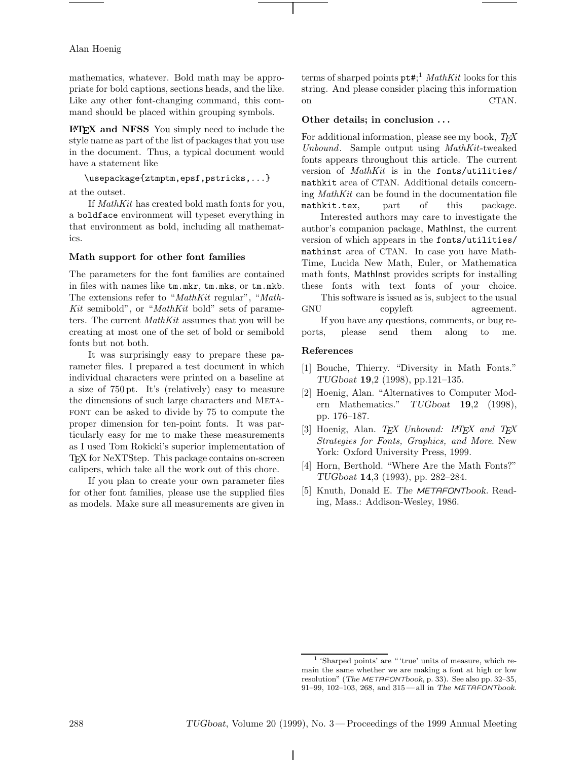mathematics, whatever. Bold math may be appropriate for bold captions, sections heads, and the like. Like any other font-changing command, this command should be placed within grouping symbols.

**LaTeX and NFSS** You simply need to include the style name as part of the list of packages that you use in the document. Thus, a typical document would have a statement like

```
\usepackage{ztmptm,epsf,pstricks,...}
```

at the outset.

If *MathKit* has created bold math fonts for you, a `boldface` environment will typeset everything in that environment as bold, including all mathematics.

### Math support for other font families

The parameters for the font families are contained in files with names like `tm.mkr`, `tm.mks`, or `tm.mkb`. The extensions refer to "*MathKit* regular", "*MathKit* semibold", or "*MathKit* bold" sets of parameters. The current *MathKit* assumes that you will be creating at most one of the set of bold or semibold fonts but not both.

It was surprisingly easy to prepare these parameter files. I prepared a test document in which individual characters were printed on a baseline at a size of 750 pt. It's (relatively) easy to measure the dimensions of such large characters and METAFONT can be asked to divide by 75 to compute the proper dimension for ten-point fonts. It was particularly easy for me to make these measurements as I used Tom Rokicki's superior implementation of TeX for NeXTStep. This package contains on-screen calipers, which take all the work out of this chore.

If you plan to create your own parameter files for other font families, please use the supplied files as models. Make sure all measurements are given in terms of sharped points `pt#`;[1] *MathKit* looks for this string. And please consider placing this information on CTAN.

### Other details; in conclusion ...

For additional information, please see my book, *TeX Unbound*. Sample output using *MathKit*-tweaked fonts appears throughout this article. The current version of *MathKit* is in the `fonts/utilities/mathkit` area of CTAN. Additional details concerning *MathKit* can be found in the documentation file `mathkit.tex`, part of this package.

Interested authors may care to investigate the author's companion package, MathInst, the current version of which appears in the `fonts/utilities/mathinst` area of CTAN. In case you have MathTime, Lucida New Math, Euler, or Mathematica math fonts, MathInst provides scripts for installing these fonts with text fonts of your choice.

This software is issued as is, subject to the usual GNU copyleft agreement.

If you have any questions, comments, or bug reports, please send them along to me.

### References

[1] Bouche, Thierry. "Diversity in Math Fonts." *TUGboat* **19**,2 (1998), pp.121–135.

[2] Hoenig, Alan. "Alternatives to Computer Modern Mathematics." *TUGboat* **19**,2 (1998), pp. 176–187.

[3] Hoenig, Alan. *TeX Unbound: LaTeX and TeX Strategies for Fonts, Graphics, and More*. New York: Oxford University Press, 1999.

[4] Horn, Berthold. "Where Are the Math Fonts?" *TUGboat* **14**,3 (1993), pp. 282–284.

[5] Knuth, Donald E. *The METAFONTbook*. Reading, Mass.: Addison-Wesley, 1986.

---

[1] 'Sharped points' are "'true' units of measure, which remain the same whether we are making a font at high or low resolution" (*The METAFONTbook*, p. 33). See also pp. 32–35, 91–99, 102–103, 268, and 315 — all in *The METAFONTbook*.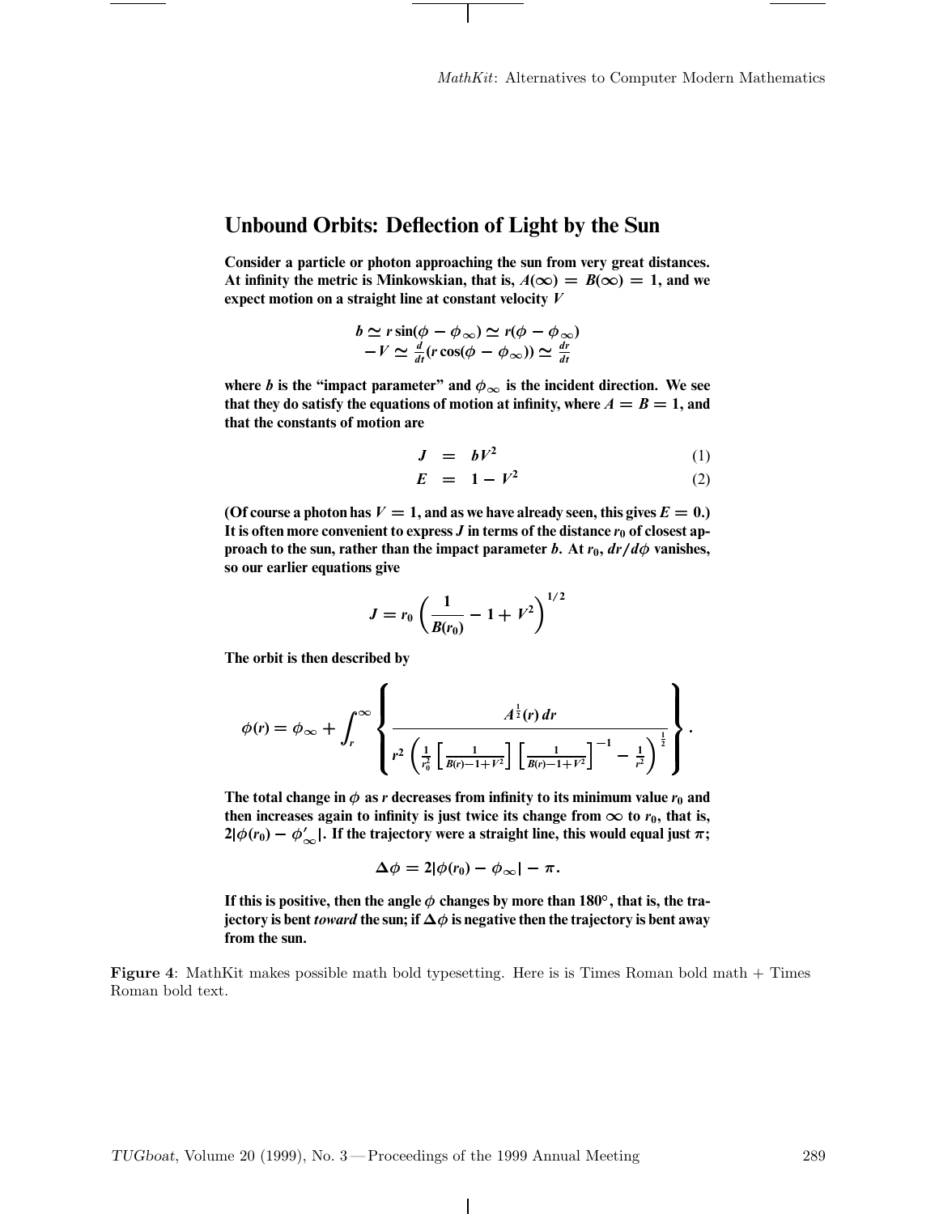## Unbound Orbits: Deflection of Light by the Sun

**Consider a particle or photon approaching the sun from very great distances. At infinity the metric is Minkowskian, that is, $A(\infty) = B(\infty) = 1$, and we expect motion on a straight line at constant velocity $V$**

$$b \simeq r\sin(\phi - \phi_\infty) \simeq r(\phi - \phi_\infty)$$
$$-V \simeq \frac{d}{dt}(r\cos(\phi - \phi_\infty)) \simeq \frac{dr}{dt}$$

**where $b$ is the "impact parameter" and $\phi_\infty$ is the incident direction. We see that they do satisfy the equations of motion at infinity, where $A = B = 1$, and that the constants of motion are**

$$J = bV^2 \tag{1}$$
$$E = 1 - V^2 \tag{2}$$

**(Of course a photon has $V = 1$, and as we have already seen, this gives $E = 0$.) It is often more convenient to express $J$ in terms of the distance $r_0$ of closest approach to the sun, rather than the impact parameter $b$. At $r_0$, $dr/d\phi$ vanishes, so our earlier equations give**

$$J = r_0 \left( \frac{1}{B(r_0)} - 1 + V^2 \right)^{1/2}$$

**The orbit is then described by**

$$\phi(r) = \phi_\infty + \int_r^\infty \left\{ \frac{A^{\frac{1}{2}}(r)\, dr}{r^2 \left( \frac{1}{r_0^2} \left[ \frac{1}{B(r) - 1 + V^2} \right] \left[ \frac{1}{B(r) - 1 + V^2} \right]^{-1} - \frac{1}{r^2} \right)^{\frac{1}{2}}} \right\}.$$

**The total change in $\phi$ as $r$ decreases from infinity to its minimum value $r_0$ and then increases again to infinity is just twice its change from $\infty$ to $r_0$, that is, $2|\phi(r_0) - \phi'_\infty|$. If the trajectory were a straight line, this would equal just $\pi$;**

$$\Delta\phi = 2|\phi(r_0) - \phi_\infty| - \pi.$$

**If this is positive, then the angle $\phi$ changes by more than 180°, that is, the trajectory is bent *toward* the sun; if $\Delta\phi$ is negative then the trajectory is bent away from the sun.**

**Figure 4**: MathKit makes possible math bold typesetting. Here is is Times Roman bold math + Times Roman bold text.